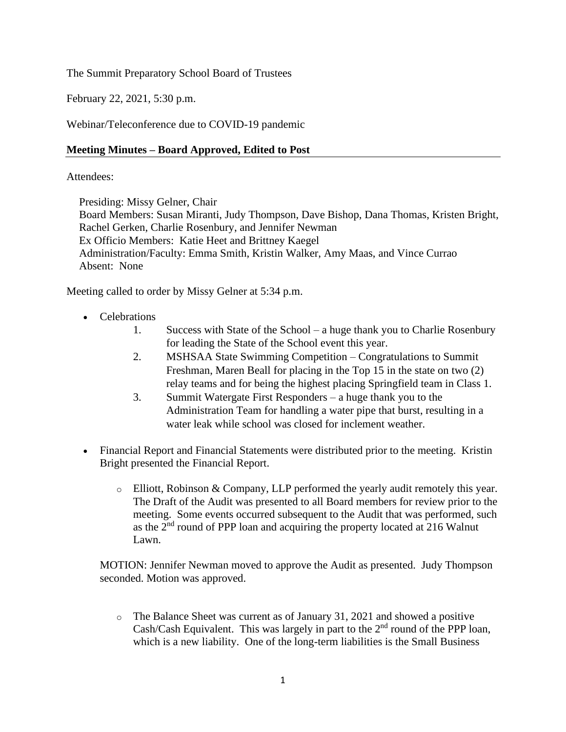The Summit Preparatory School Board of Trustees

February 22, 2021, 5:30 p.m.

Webinar/Teleconference due to COVID-19 pandemic

**Meeting Minutes – Board Approved, Edited to Post**

Attendees:

Presiding: Missy Gelner, Chair
Board Members: Susan Miranti, Judy Thompson, Dave Bishop, Dana Thomas, Kristen Bright, Rachel Gerken, Charlie Rosenbury, and Jennifer Newman
Ex Officio Members: Katie Heet and Brittney Kaegel
Administration/Faculty: Emma Smith, Kristin Walker, Amy Maas, and Vince Currao
Absent: None

Meeting called to order by Missy Gelner at 5:34 p.m.

- Celebrations
    1. Success with State of the School – a huge thank you to Charlie Rosenbury for leading the State of the School event this year.
    2. MSHSAA State Swimming Competition – Congratulations to Summit Freshman, Maren Beall for placing in the Top 15 in the state on two (2) relay teams and for being the highest placing Springfield team in Class 1.
    3. Summit Watergate First Responders – a huge thank you to the Administration Team for handling a water pipe that burst, resulting in a water leak while school was closed for inclement weather.

- Financial Report and Financial Statements were distributed prior to the meeting. Kristin Bright presented the Financial Report.
    - Elliott, Robinson & Company, LLP performed the yearly audit remotely this year. The Draft of the Audit was presented to all Board members for review prior to the meeting. Some events occurred subsequent to the Audit that was performed, such as the 2nd round of PPP loan and acquiring the property located at 216 Walnut Lawn.

MOTION: Jennifer Newman moved to approve the Audit as presented. Judy Thompson seconded. Motion was approved.

- The Balance Sheet was current as of January 31, 2021 and showed a positive Cash/Cash Equivalent. This was largely in part to the 2nd round of the PPP loan, which is a new liability. One of the long-term liabilities is the Small Business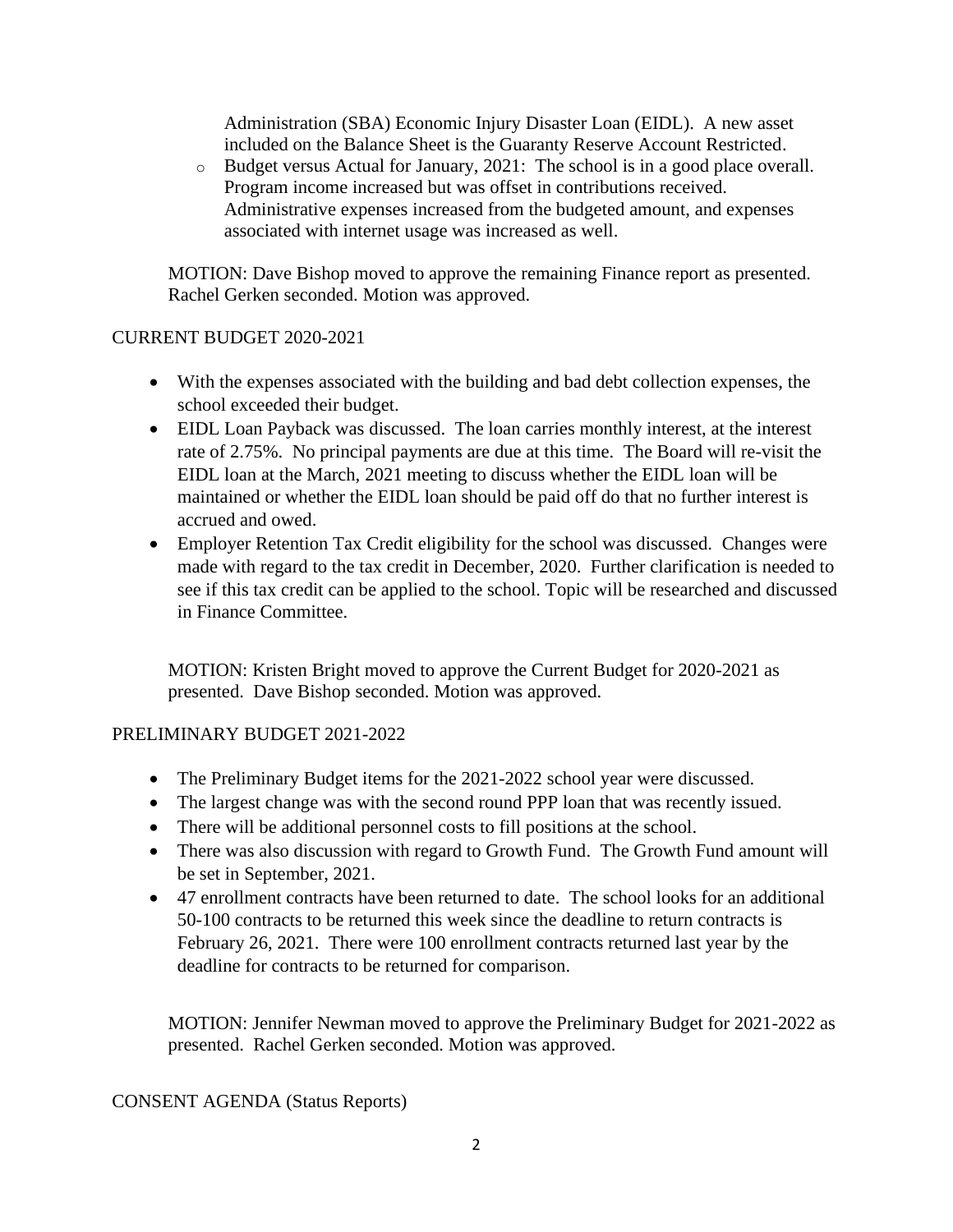Administration (SBA) Economic Injury Disaster Loan (EIDL). A new asset included on the Balance Sheet is the Guaranty Reserve Account Restricted.

  - Budget versus Actual for January, 2021: The school is in a good place overall. Program income increased but was offset in contributions received. Administrative expenses increased from the budgeted amount, and expenses associated with internet usage was increased as well.

MOTION: Dave Bishop moved to approve the remaining Finance report as presented. Rachel Gerken seconded. Motion was approved.

CURRENT BUDGET 2020-2021

- With the expenses associated with the building and bad debt collection expenses, the school exceeded their budget.
- EIDL Loan Payback was discussed. The loan carries monthly interest, at the interest rate of 2.75%. No principal payments are due at this time. The Board will re-visit the EIDL loan at the March, 2021 meeting to discuss whether the EIDL loan will be maintained or whether the EIDL loan should be paid off do that no further interest is accrued and owed.
- Employer Retention Tax Credit eligibility for the school was discussed. Changes were made with regard to the tax credit in December, 2020. Further clarification is needed to see if this tax credit can be applied to the school. Topic will be researched and discussed in Finance Committee.

MOTION: Kristen Bright moved to approve the Current Budget for 2020-2021 as presented. Dave Bishop seconded. Motion was approved.

PRELIMINARY BUDGET 2021-2022

- The Preliminary Budget items for the 2021-2022 school year were discussed.
- The largest change was with the second round PPP loan that was recently issued.
- There will be additional personnel costs to fill positions at the school.
- There was also discussion with regard to Growth Fund. The Growth Fund amount will be set in September, 2021.
- 47 enrollment contracts have been returned to date. The school looks for an additional 50-100 contracts to be returned this week since the deadline to return contracts is February 26, 2021. There were 100 enrollment contracts returned last year by the deadline for contracts to be returned for comparison.

MOTION: Jennifer Newman moved to approve the Preliminary Budget for 2021-2022 as presented. Rachel Gerken seconded. Motion was approved.

CONSENT AGENDA (Status Reports)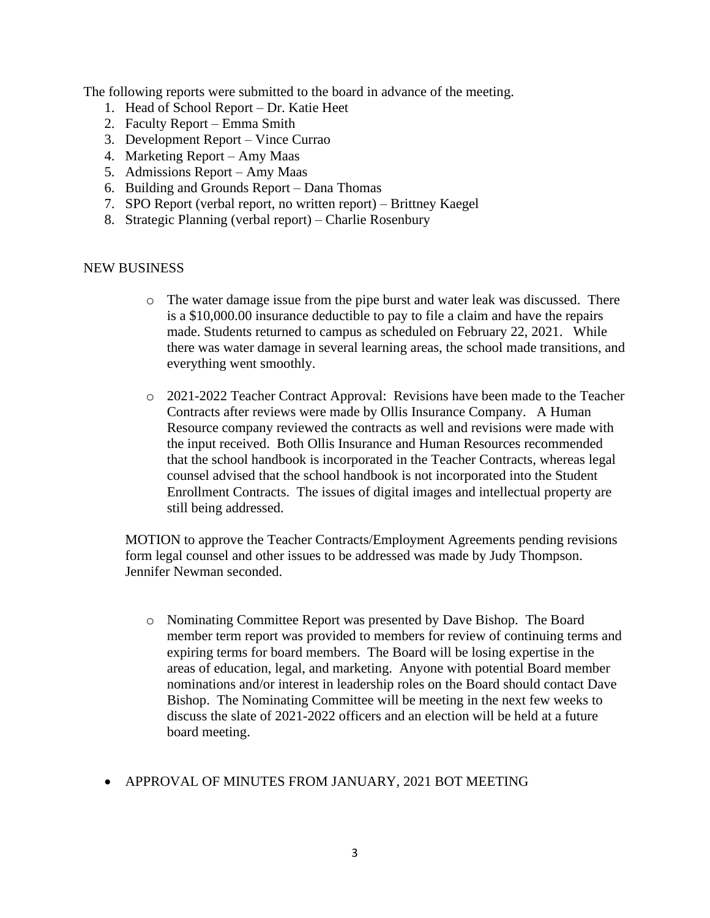The following reports were submitted to the board in advance of the meeting.

1. Head of School Report – Dr. Katie Heet
2. Faculty Report – Emma Smith
3. Development Report – Vince Currao
4. Marketing Report – Amy Maas
5. Admissions Report – Amy Maas
6. Building and Grounds Report – Dana Thomas
7. SPO Report (verbal report, no written report) – Brittney Kaegel
8. Strategic Planning (verbal report) – Charlie Rosenbury

NEW BUSINESS

- The water damage issue from the pipe burst and water leak was discussed. There is a $10,000.00 insurance deductible to pay to file a claim and have the repairs made. Students returned to campus as scheduled on February 22, 2021. While there was water damage in several learning areas, the school made transitions, and everything went smoothly.

- 2021-2022 Teacher Contract Approval: Revisions have been made to the Teacher Contracts after reviews were made by Ollis Insurance Company. A Human Resource company reviewed the contracts as well and revisions were made with the input received. Both Ollis Insurance and Human Resources recommended that the school handbook is incorporated in the Teacher Contracts, whereas legal counsel advised that the school handbook is not incorporated into the Student Enrollment Contracts. The issues of digital images and intellectual property are still being addressed.

MOTION to approve the Teacher Contracts/Employment Agreements pending revisions form legal counsel and other issues to be addressed was made by Judy Thompson. Jennifer Newman seconded.

- Nominating Committee Report was presented by Dave Bishop. The Board member term report was provided to members for review of continuing terms and expiring terms for board members. The Board will be losing expertise in the areas of education, legal, and marketing. Anyone with potential Board member nominations and/or interest in leadership roles on the Board should contact Dave Bishop. The Nominating Committee will be meeting in the next few weeks to discuss the slate of 2021-2022 officers and an election will be held at a future board meeting.

- APPROVAL OF MINUTES FROM JANUARY, 2021 BOT MEETING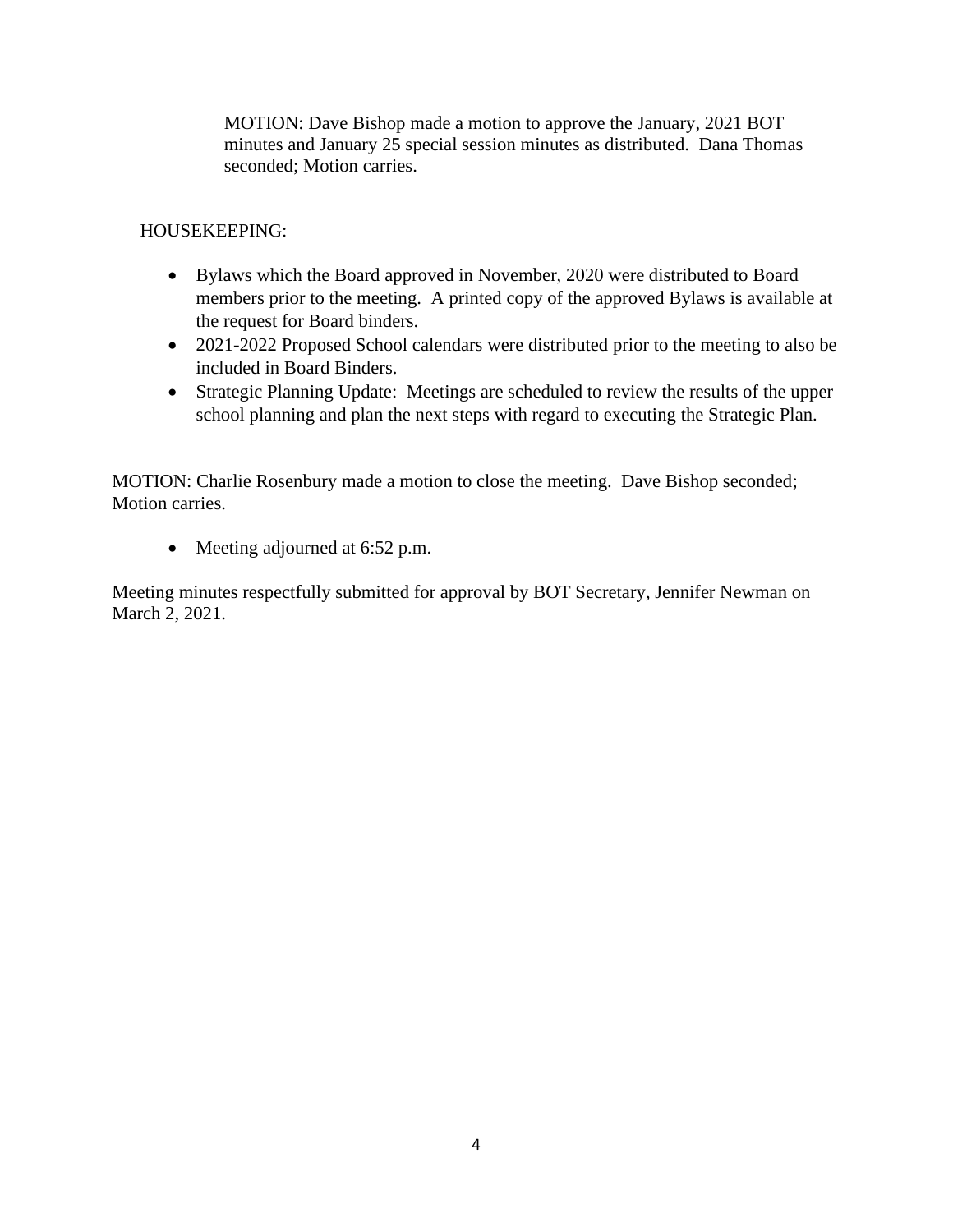MOTION: Dave Bishop made a motion to approve the January, 2021 BOT minutes and January 25 special session minutes as distributed. Dana Thomas seconded; Motion carries.

HOUSEKEEPING:

- Bylaws which the Board approved in November, 2020 were distributed to Board members prior to the meeting. A printed copy of the approved Bylaws is available at the request for Board binders.
- 2021-2022 Proposed School calendars were distributed prior to the meeting to also be included in Board Binders.
- Strategic Planning Update: Meetings are scheduled to review the results of the upper school planning and plan the next steps with regard to executing the Strategic Plan.

MOTION: Charlie Rosenbury made a motion to close the meeting. Dave Bishop seconded; Motion carries.

- Meeting adjourned at 6:52 p.m.

Meeting minutes respectfully submitted for approval by BOT Secretary, Jennifer Newman on March 2, 2021.